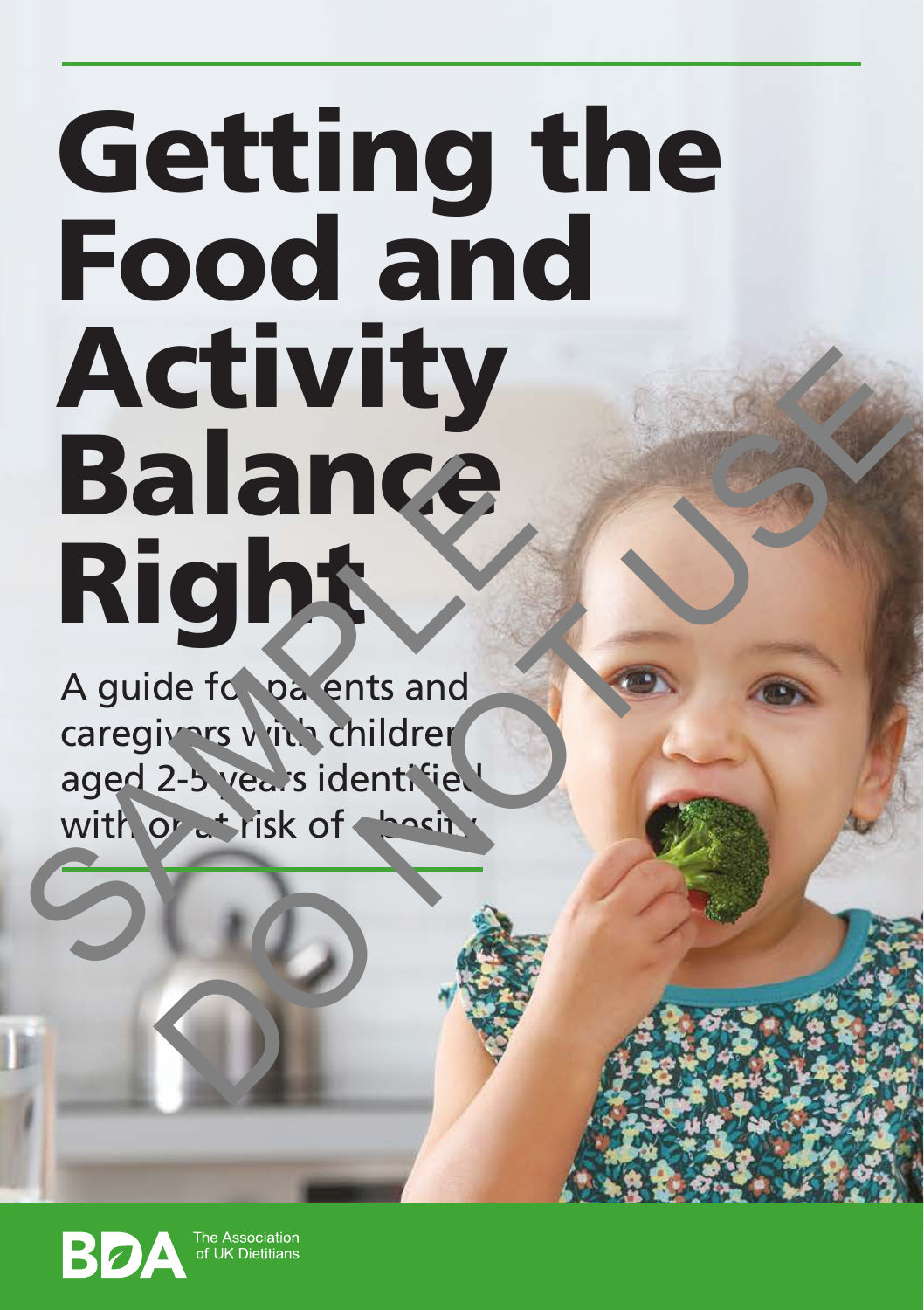# Getting the Food and Activity Balance Right

A guide for parents and caregivers with children aged 2-5 years identified with or at risk of obesity

SAMPLE DO NOT USE

BDA The Association of UK Dietitians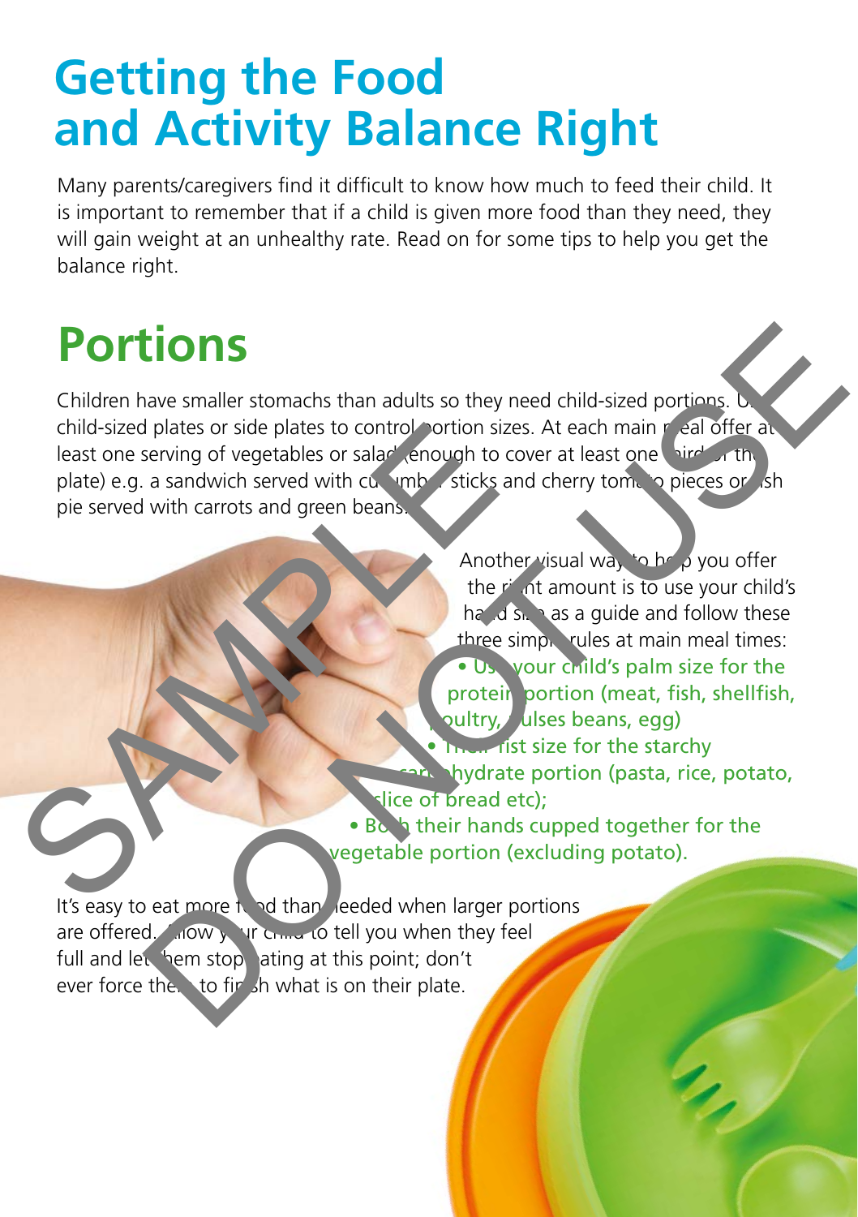# Getting the Food and Activity Balance Right

Many parents/caregivers find it difficult to know how much to feed their child. It is important to remember that if a child is given more food than they need, they will gain weight at an unhealthy rate. Read on for some tips to help you get the balance right.

## Portions

Children have smaller stomachs than adults so they need child-sized portions. Use child-sized plates or side plates to control portion sizes. At each main meal offer at least one serving of vegetables or salad (enough to cover at least one third of the plate) e.g. a sandwich served with cucumber sticks and cherry tomato pieces or fish pie served with carrots and green beans.

Another visual way to help you offer the right amount is to use your child's hand size as a guide and follow these three simple rules at main meal times:

- Use your child's palm size for the protein portion (meat, fish, shellfish, poultry, pulses beans, egg)
- Their fist size for the starchy carbohydrate portion (pasta, rice, potato, slice of bread etc);
- Both their hands cupped together for the vegetable portion (excluding potato).

It's easy to eat more food than needed when larger portions are offered. Allow your child to tell you when they feel full and let them stop eating at this point; don't ever force them to finish what is on their plate.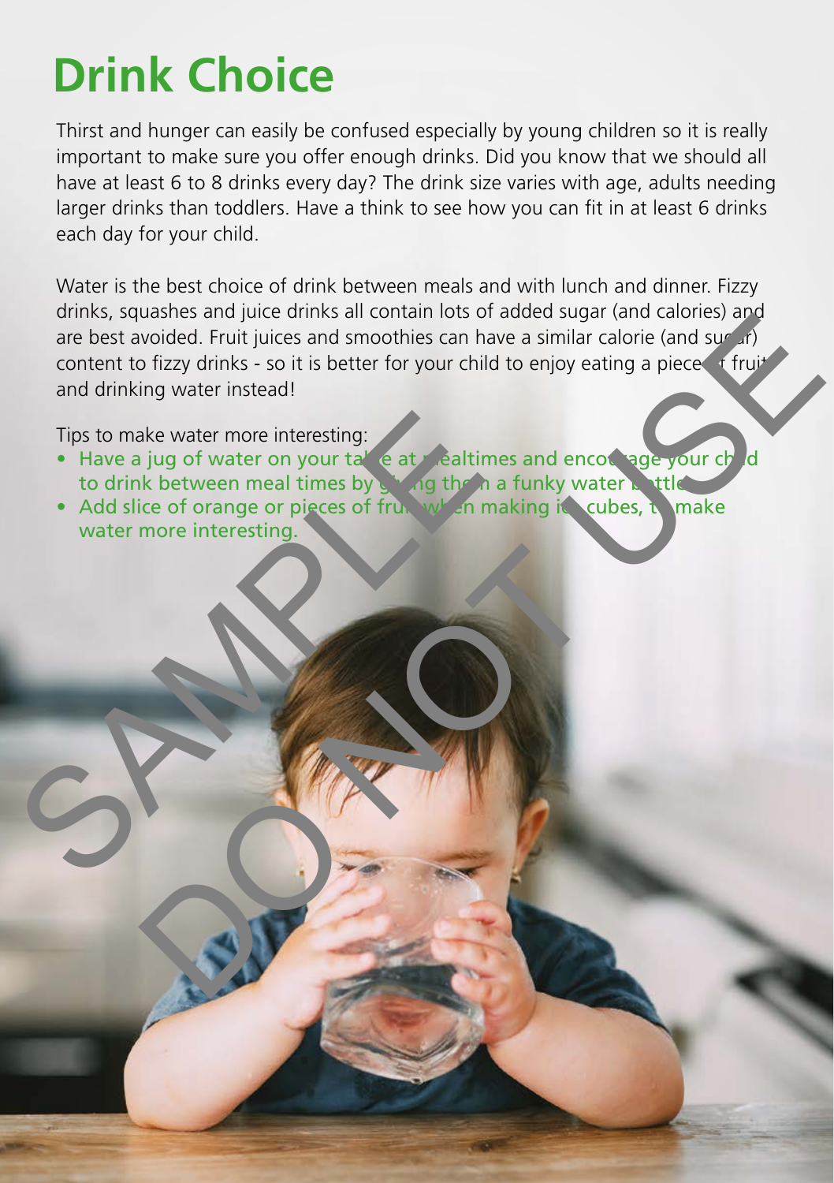# Drink Choice

Thirst and hunger can easily be confused especially by young children so it is really important to make sure you offer enough drinks. Did you know that we should all have at least 6 to 8 drinks every day? The drink size varies with age, adults needing larger drinks than toddlers. Have a think to see how you can fit in at least 6 drinks each day for your child.

Water is the best choice of drink between meals and with lunch and dinner. Fizzy drinks, squashes and juice drinks all contain lots of added sugar (and calories) and are best avoided. Fruit juices and smoothies can have a similar calorie (and sugar) content to fizzy drinks - so it is better for your child to enjoy eating a piece of fruit and drinking water instead!

Tips to make water more interesting:

- Have a jug of water on your table at mealtimes and encourage your child to drink between meal times by giving them a funky water bottle.
- Add slice of orange or pieces of fruit when making ice cubes, to make water more interesting.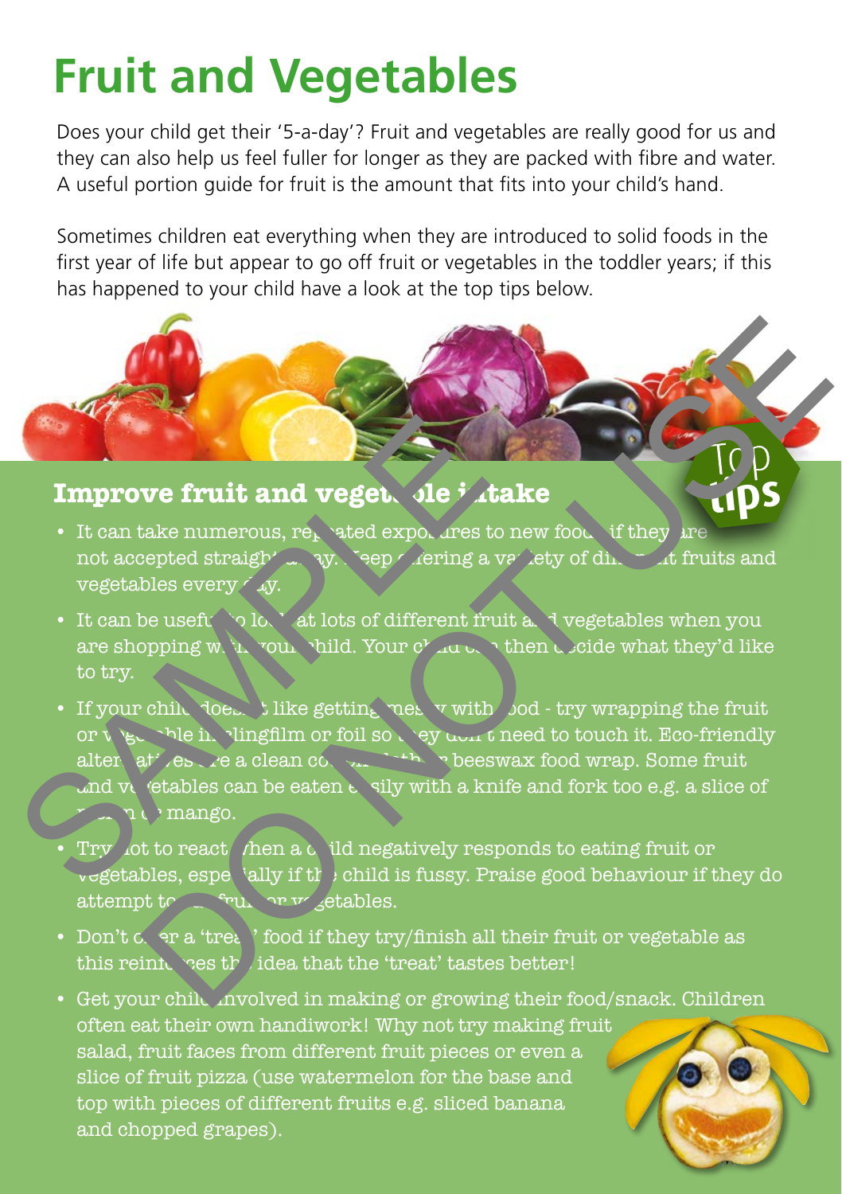# Fruit and Vegetables

Does your child get their '5-a-day'? Fruit and vegetables are really good for us and they can also help us feel fuller for longer as they are packed with fibre and water. A useful portion guide for fruit is the amount that fits into your child's hand.

Sometimes children eat everything when they are introduced to solid foods in the first year of life but appear to go off fruit or vegetables in the toddler years; if this has happened to your child have a look at the top tips below.

Top tips

### Improve fruit and vegetable intake

- It can take numerous, repeated exposures to new foods if they are not accepted straight away. Keep offering a variety of different fruits and vegetables every day.
- It can be useful to look at lots of different fruit and vegetables when you are shopping with your child. Your child can then decide what they'd like to try.
- If your child doesn't like getting messy with food - try wrapping the fruit or vegetable in clingfilm or foil so they don't need to touch it. Eco-friendly alternatives are a clean cotton cloth or beeswax food wrap. Some fruit and vegetables can be eaten easily with a knife and fork too e.g. a slice of melon or mango.
- Try not to react when a child negatively responds to eating fruit or vegetables, especially if the child is fussy. Praise good behaviour if they do attempt to eat fruit or vegetables.
- Don't offer a 'treat' food if they try/finish all their fruit or vegetable as this reinforces the idea that the 'treat' tastes better!
- Get your child involved in making or growing their food/snack. Children often eat their own handiwork! Why not try making fruit salad, fruit faces from different fruit pieces or even a slice of fruit pizza (use watermelon for the base and top with pieces of different fruits e.g. sliced banana and chopped grapes).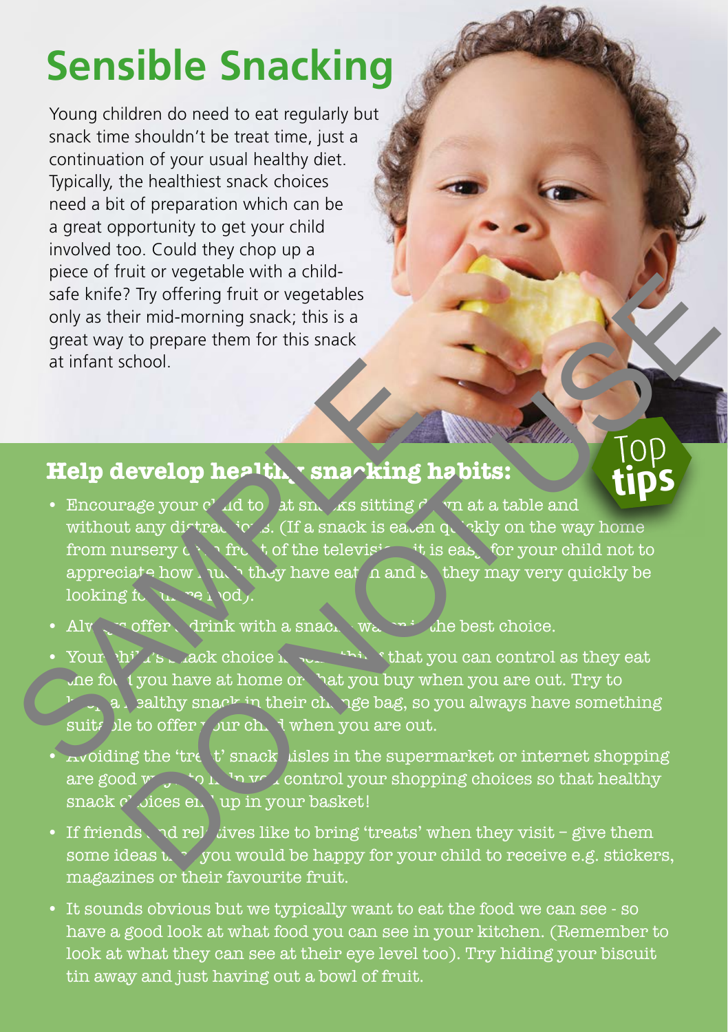# Sensible Snacking

Young children do need to eat regularly but snack time shouldn't be treat time, just a continuation of your usual healthy diet. Typically, the healthiest snack choices need a bit of preparation which can be a great opportunity to get your child involved too. Could they chop up a piece of fruit or vegetable with a child-safe knife? Try offering fruit or vegetables only as their mid-morning snack; this is a great way to prepare them for this snack at infant school.

## Help develop healthy snacking habits:

Top tips

- Encourage your child to eat snacks sitting down at a table and without any distractions. (If a snack is eaten quickly on the way home from nursery or in front of the television it is easy for your child not to appreciate how much they have eaten and so they may very quickly be looking for more food).
- Always offer a drink with a snack – water is the best choice.
- Your child's snack choice is something that you can control as they eat the food you have at home or that you buy when you are out. Try to keep a healthy snack in their change bag, so you always have something suitable to offer your child when you are out.
- Avoiding the 'treat' snack aisles in the supermarket or internet shopping are good ways to help you control your shopping choices so that healthy snack choices end up in your basket!
- If friends and relatives like to bring 'treats' when they visit – give them some ideas that you would be happy for your child to receive e.g. stickers, magazines or their favourite fruit.
- It sounds obvious but we typically want to eat the food we can see - so have a good look at what food you can see in your kitchen. (Remember to look at what they can see at their eye level too). Try hiding your biscuit tin away and just having out a bowl of fruit.